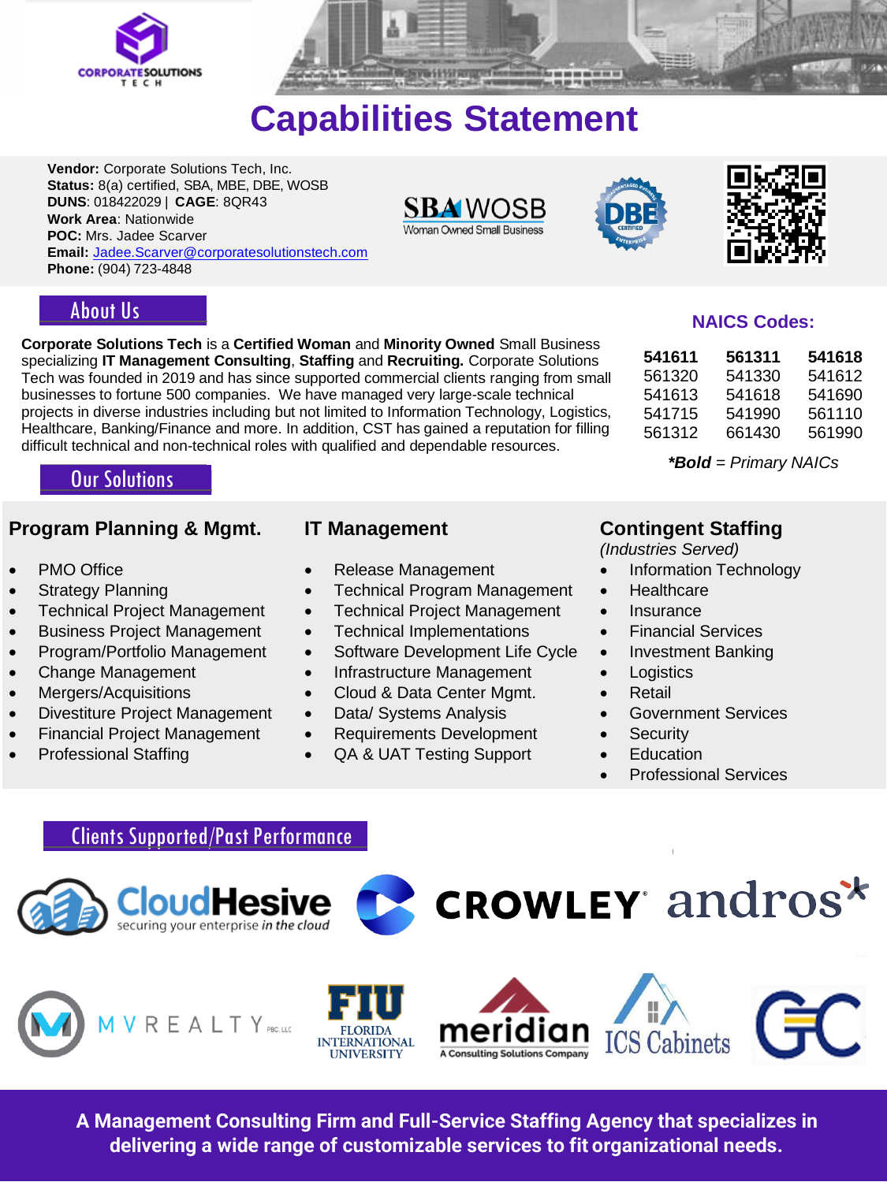# Capabilities Statement

**Vendor:** Corporate Solutions Tech, Inc.
**Status:** 8(a) certified, SBA, MBE, DBE, WOSB
**DUNS**: 018422029 | **CAGE**: 8QR43
**Work Area**: Nationwide
**POC:** Mrs. Jadee Scarver
**Email:** Jadee.Scarver@corporatesolutionstech.com
**Phone:** (904) 723-4848

## About Us

**Corporate Solutions Tech** is a **Certified Woman** and **Minority Owned** Small Business specializing **IT Management Consulting**, **Staffing** and **Recruiting.** Corporate Solutions Tech was founded in 2019 and has since supported commercial clients ranging from small businesses to fortune 500 companies. We have managed very large-scale technical projects in diverse industries including but not limited to Information Technology, Logistics, Healthcare, Banking/Finance and more. In addition, CST has gained a reputation for filling difficult technical and non-technical roles with qualified and dependable resources.

## NAICS Codes:

| | | |
|---|---|---|
| **541611** | **561311** | **541618** |
| 561320 | 541330 | 541612 |
| 541613 | 541618 | 541690 |
| 541715 | 541990 | 561110 |
| 561312 | 661430 | 561990 |

***Bold** = Primary NAICs*

## Our Solutions

### Program Planning & Mgmt.

- PMO Office
- Strategy Planning
- Technical Project Management
- Business Project Management
- Program/Portfolio Management
- Change Management
- Mergers/Acquisitions
- Divestiture Project Management
- Financial Project Management
- Professional Staffing

### IT Management

- Release Management
- Technical Program Management
- Technical Project Management
- Technical Implementations
- Software Development Life Cycle
- Infrastructure Management
- Cloud & Data Center Mgmt.
- Data/ Systems Analysis
- Requirements Development
- QA & UAT Testing Support

### Contingent Staffing

*(Industries Served)*

- Information Technology
- Healthcare
- Insurance
- Financial Services
- Investment Banking
- Logistics
- Retail
- Government Services
- Security
- Education
- Professional Services

## Clients Supported/Past Performance

CloudHesive, Crowley, andros, MV Realty, FIU Florida International University, meridian, ICS Cabinets, GC

**A Management Consulting Firm and Full-Service Staffing Agency that specializes in delivering a wide range of customizable services to fit organizational needs.**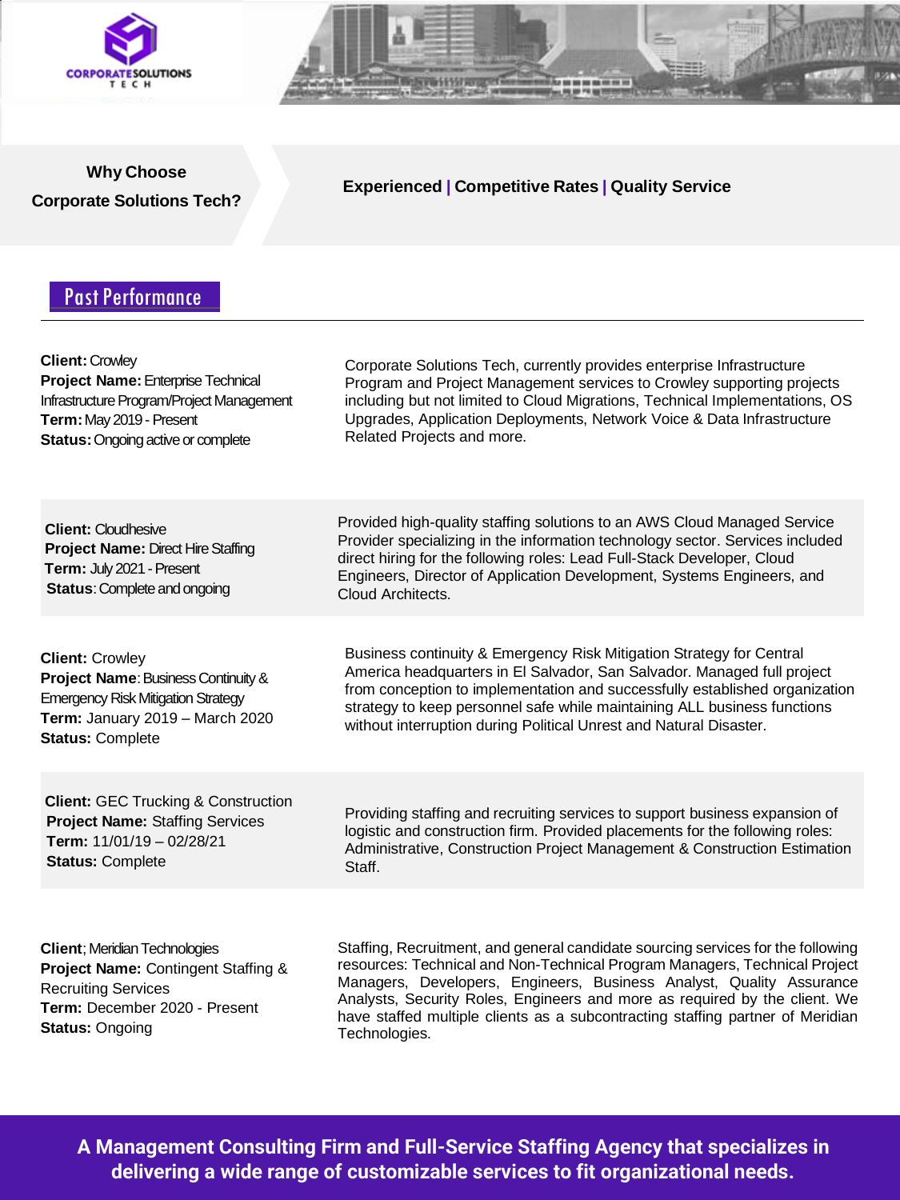CORPORATE SOLUTIONS TECH

**Why Choose Corporate Solutions Tech?**

**Experienced | Competitive Rates | Quality Service**

## Past Performance

**Client:** Crowley
**Project Name:** Enterprise Technical Infrastructure Program/Project Management
**Term:** May 2019 - Present
**Status:** Ongoing active or complete

Corporate Solutions Tech, currently provides enterprise Infrastructure Program and Project Management services to Crowley supporting projects including but not limited to Cloud Migrations, Technical Implementations, OS Upgrades, Application Deployments, Network Voice & Data Infrastructure Related Projects and more.

**Client:** Cloudhesive
**Project Name:** Direct Hire Staffing
**Term:** July 2021 - Present
**Status**: Complete and ongoing

Provided high-quality staffing solutions to an AWS Cloud Managed Service Provider specializing in the information technology sector. Services included direct hiring for the following roles: Lead Full-Stack Developer, Cloud Engineers, Director of Application Development, Systems Engineers, and Cloud Architects.

**Client:** Crowley
**Project Name**: Business Continuity & Emergency Risk Mitigation Strategy
**Term:** January 2019 – March 2020
**Status:** Complete

Business continuity & Emergency Risk Mitigation Strategy for Central America headquarters in El Salvador, San Salvador. Managed full project from conception to implementation and successfully established organization strategy to keep personnel safe while maintaining ALL business functions without interruption during Political Unrest and Natural Disaster.

**Client:** GEC Trucking & Construction
**Project Name:** Staffing Services
**Term:** 11/01/19 – 02/28/21
**Status:** Complete

Providing staffing and recruiting services to support business expansion of logistic and construction firm. Provided placements for the following roles: Administrative, Construction Project Management & Construction Estimation Staff.

**Client**; Meridian Technologies
**Project Name:** Contingent Staffing & Recruiting Services
**Term:** December 2020 - Present
**Status:** Ongoing

Staffing, Recruitment, and general candidate sourcing services for the following resources: Technical and Non-Technical Program Managers, Technical Project Managers, Developers, Engineers, Business Analyst, Quality Assurance Analysts, Security Roles, Engineers and more as required by the client. We have staffed multiple clients as a subcontracting staffing partner of Meridian Technologies.

**A Management Consulting Firm and Full-Service Staffing Agency that specializes in delivering a wide range of customizable services to fit organizational needs.**